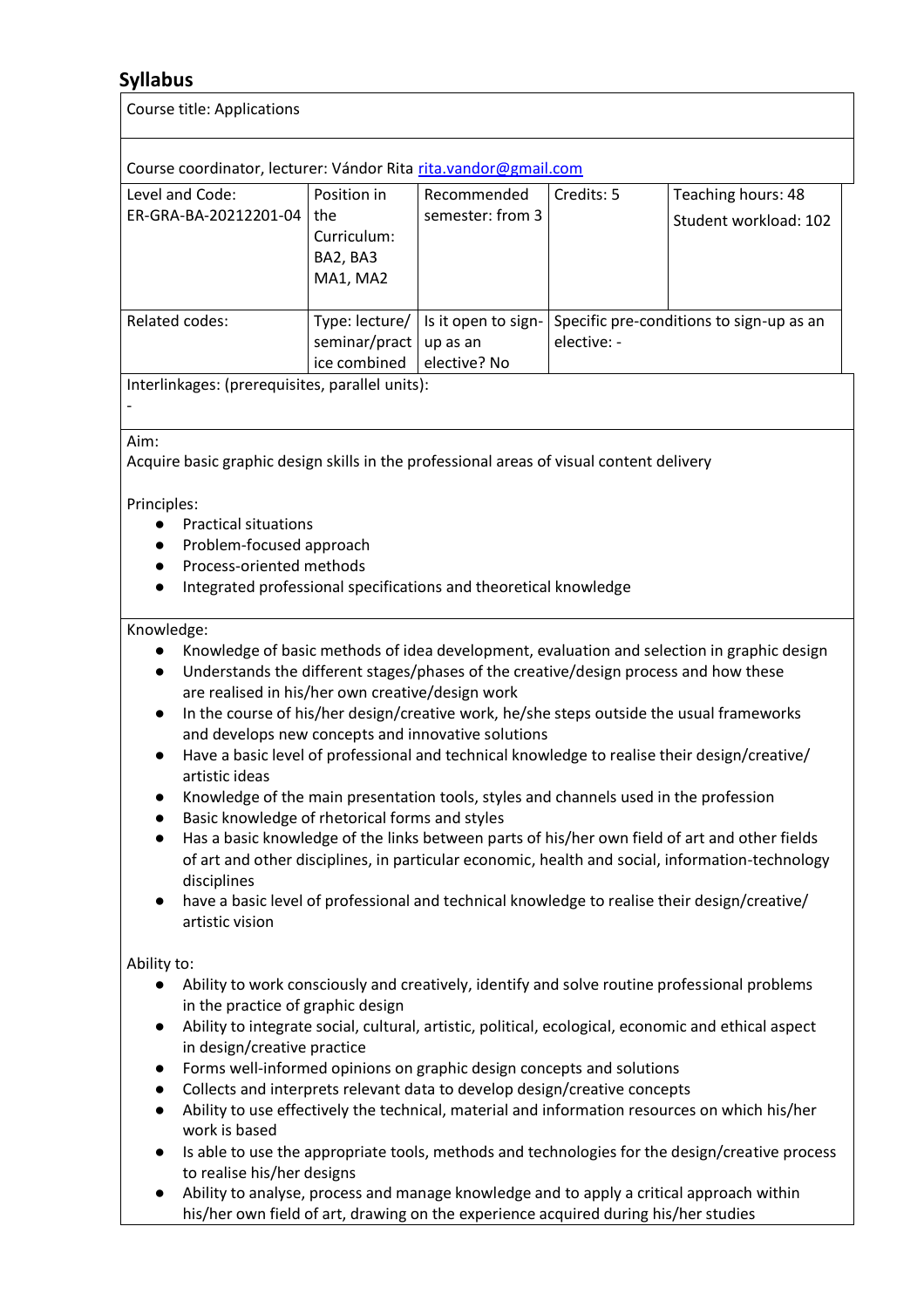## Syllabus

Course title: Applications

Course coordinator, lecturer: Vándor Rita rita.vandor@gmail.com

| Level and Code: ER-GRA-BA-20212201-04 | Position in the Curriculum: BA2, BA3 MA1, MA2 | Recommended semester: from 3 | Credits: 5 | Teaching hours: 48 Student workload: 102 |
|---|---|---|---|---|
| Related codes: | Type: lecture/ seminar/practice combined | Is it open to sign-up as an elective? No | Specific pre-conditions to sign-up as an elective: - | |

Interlinkages: (prerequisites, parallel units):
-

Aim:
Acquire basic graphic design skills in the professional areas of visual content delivery

Principles:
- Practical situations
- Problem-focused approach
- Process-oriented methods
- Integrated professional specifications and theoretical knowledge

Knowledge:
- Knowledge of basic methods of idea development, evaluation and selection in graphic design
- Understands the different stages/phases of the creative/design process and how these are realised in his/her own creative/design work
- In the course of his/her design/creative work, he/she steps outside the usual frameworks and develops new concepts and innovative solutions
- Have a basic level of professional and technical knowledge to realise their design/creative/ artistic ideas
- Knowledge of the main presentation tools, styles and channels used in the profession
- Basic knowledge of rhetorical forms and styles
- Has a basic knowledge of the links between parts of his/her own field of art and other fields of art and other disciplines, in particular economic, health and social, information-technology disciplines
- have a basic level of professional and technical knowledge to realise their design/creative/ artistic vision

Ability to:
- Ability to work consciously and creatively, identify and solve routine professional problems in the practice of graphic design
- Ability to integrate social, cultural, artistic, political, ecological, economic and ethical aspect in design/creative practice
- Forms well-informed opinions on graphic design concepts and solutions
- Collects and interprets relevant data to develop design/creative concepts
- Ability to use effectively the technical, material and information resources on which his/her work is based
- Is able to use the appropriate tools, methods and technologies for the design/creative process to realise his/her designs
- Ability to analyse, process and manage knowledge and to apply a critical approach within his/her own field of art, drawing on the experience acquired during his/her studies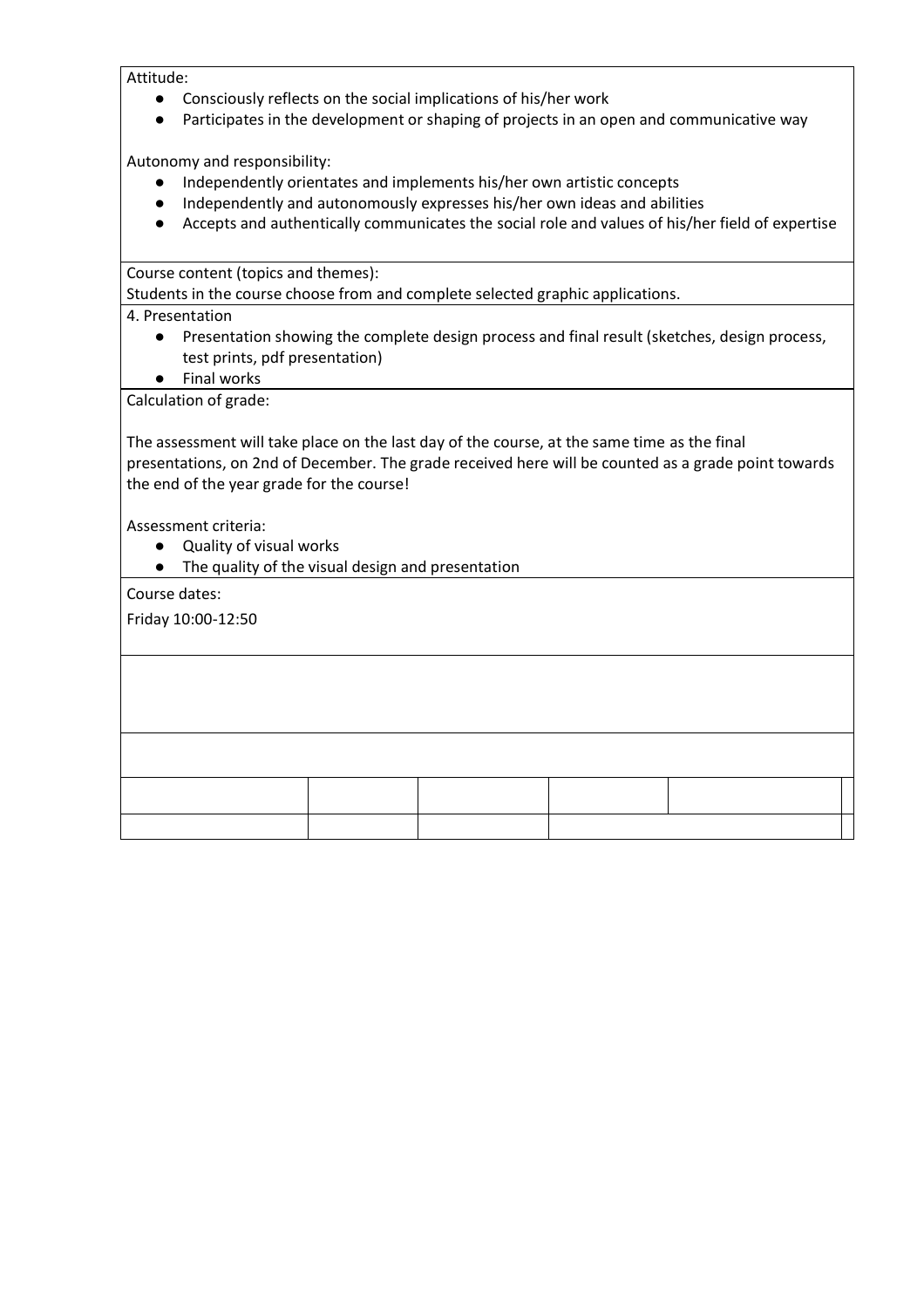Attitude:

- Consciously reflects on the social implications of his/her work
- Participates in the development or shaping of projects in an open and communicative way

Autonomy and responsibility:

- Independently orientates and implements his/her own artistic concepts
- Independently and autonomously expresses his/her own ideas and abilities
- Accepts and authentically communicates the social role and values of his/her field of expertise

Course content (topics and themes):

Students in the course choose from and complete selected graphic applications.

4. Presentation

- Presentation showing the complete design process and final result (sketches, design process, test prints, pdf presentation)
- Final works

Calculation of grade:

The assessment will take place on the last day of the course, at the same time as the final presentations, on 2nd of December. The grade received here will be counted as a grade point towards the end of the year grade for the course!

Assessment criteria:

- Quality of visual works
- The quality of the visual design and presentation

Course dates:

Friday 10:00-12:50